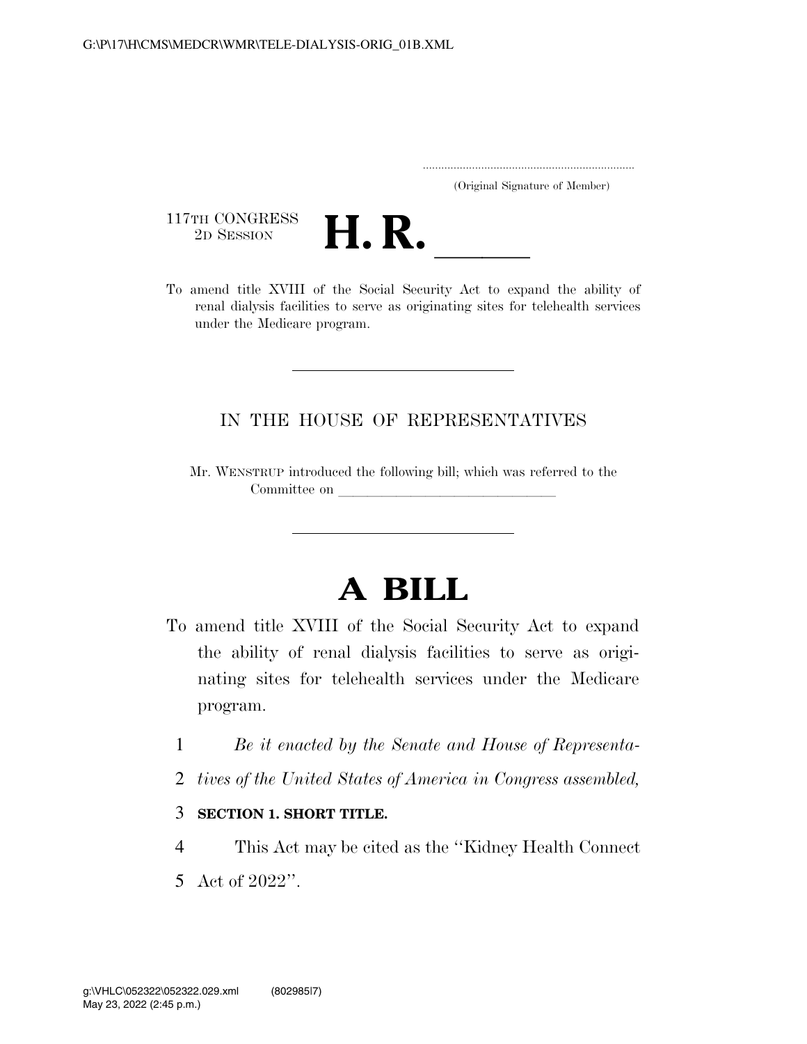(Original Signature of Member)

117TH CONGRESS
2D SESSION

# H. R. \_\_\_\_\_

To amend title XVIII of the Social Security Act to expand the ability of renal dialysis facilities to serve as originating sites for telehealth services under the Medicare program.

---

IN THE HOUSE OF REPRESENTATIVES

Mr. WENSTRUP introduced the following bill; which was referred to the Committee on \_\_\_\_\_\_\_\_\_\_\_\_\_\_\_\_\_\_\_\_\_\_\_\_\_\_\_\_\_\_

---

# A BILL

To amend title XVIII of the Social Security Act to expand the ability of renal dialysis facilities to serve as originating sites for telehealth services under the Medicare program.

1 *Be it enacted by the Senate and House of Representa-*
2 *tives of the United States of America in Congress assembled,*

3 **SECTION 1. SHORT TITLE.**

4 This Act may be cited as the ''Kidney Health Connect
5 Act of 2022''.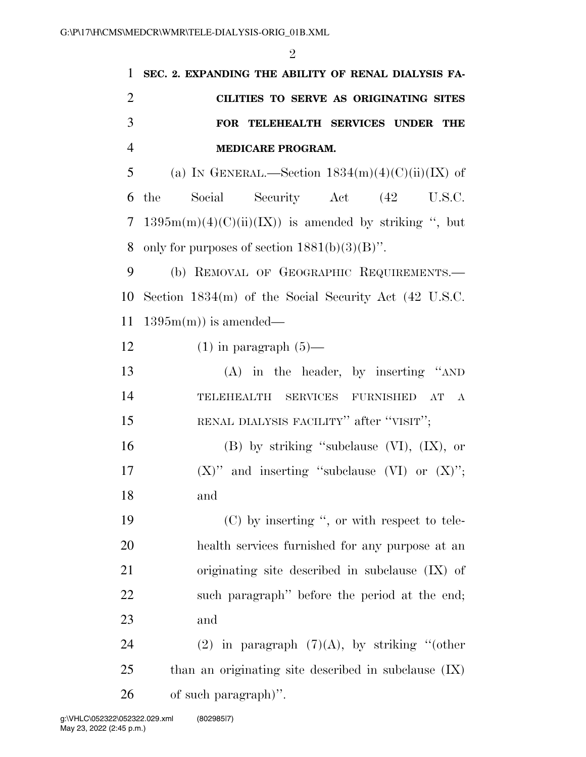**SEC. 2. EXPANDING THE ABILITY OF RENAL DIALYSIS FACILITIES TO SERVE AS ORIGINATING SITES FOR TELEHEALTH SERVICES UNDER THE MEDICARE PROGRAM.**

(a) IN GENERAL.—Section 1834(m)(4)(C)(ii)(IX) of the Social Security Act (42 U.S.C. 1395m(m)(4)(C)(ii)(IX)) is amended by striking ", but only for purposes of section 1881(b)(3)(B)".

(b) REMOVAL OF GEOGRAPHIC REQUIREMENTS.—Section 1834(m) of the Social Security Act (42 U.S.C. 1395m(m)) is amended—

(1) in paragraph (5)—

(A) in the header, by inserting "AND TELEHEALTH SERVICES FURNISHED AT A RENAL DIALYSIS FACILITY" after "VISIT";

(B) by striking "subclause (VI), (IX), or (X)" and inserting "subclause (VI) or (X)"; and

(C) by inserting ", or with respect to telehealth services furnished for any purpose at an originating site described in subclause (IX) of such paragraph" before the period at the end; and

(2) in paragraph (7)(A), by striking "(other than an originating site described in subclause (IX) of such paragraph)".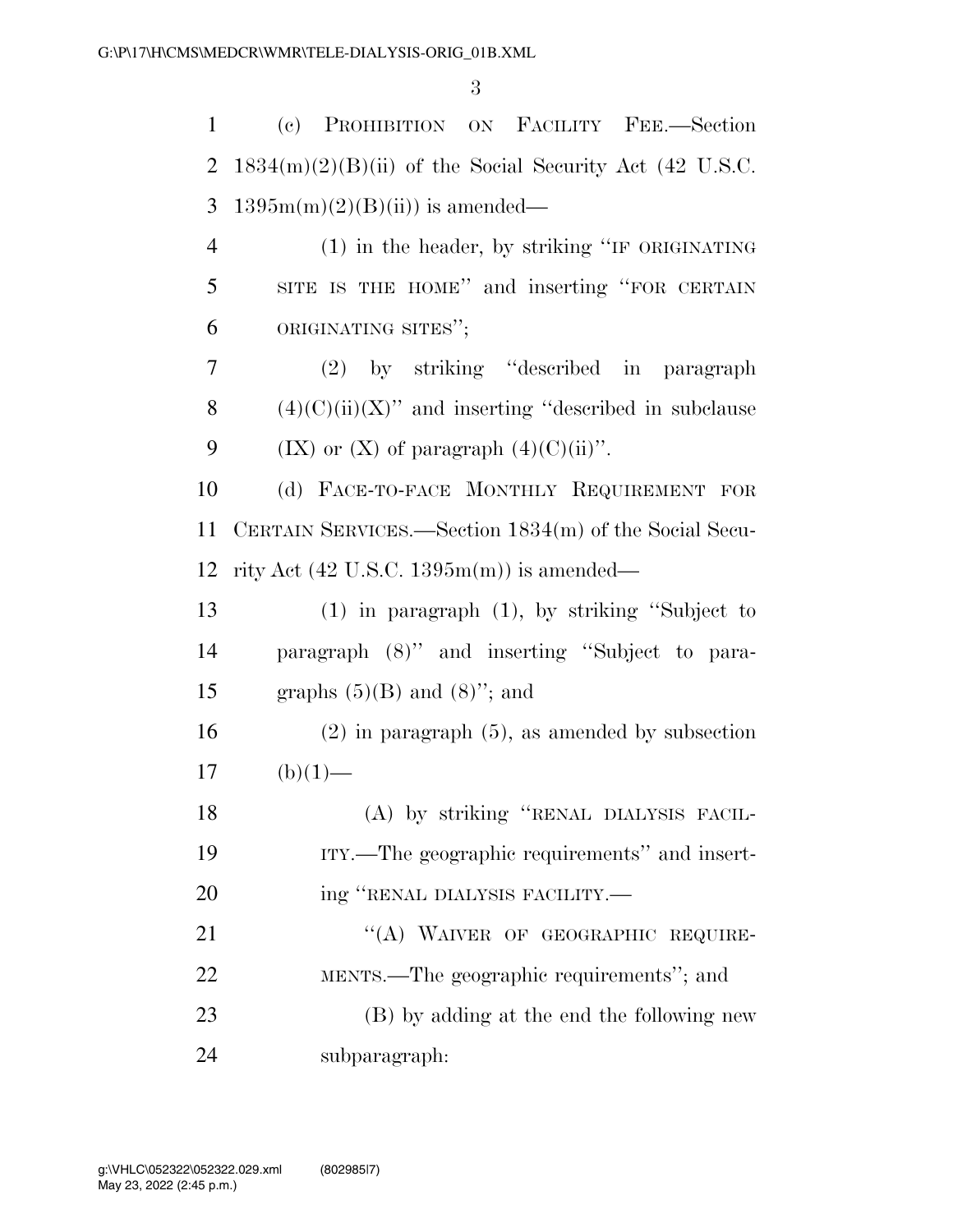(c) PROHIBITION ON FACILITY FEE.—Section 1834(m)(2)(B)(ii) of the Social Security Act (42 U.S.C. 1395m(m)(2)(B)(ii)) is amended—

(1) in the header, by striking "IF ORIGINATING SITE IS THE HOME" and inserting "FOR CERTAIN ORIGINATING SITES";

(2) by striking "described in paragraph (4)(C)(ii)(X)" and inserting "described in subclause (IX) or (X) of paragraph (4)(C)(ii)".

(d) FACE-TO-FACE MONTHLY REQUIREMENT FOR CERTAIN SERVICES.—Section 1834(m) of the Social Security Act (42 U.S.C. 1395m(m)) is amended—

(1) in paragraph (1), by striking "Subject to paragraph (8)" and inserting "Subject to paragraphs (5)(B) and (8)"; and

(2) in paragraph (5), as amended by subsection (b)(1)—

(A) by striking "RENAL DIALYSIS FACILITY.—The geographic requirements" and inserting "RENAL DIALYSIS FACILITY.—

"(A) WAIVER OF GEOGRAPHIC REQUIREMENTS.—The geographic requirements"; and

(B) by adding at the end the following new subparagraph: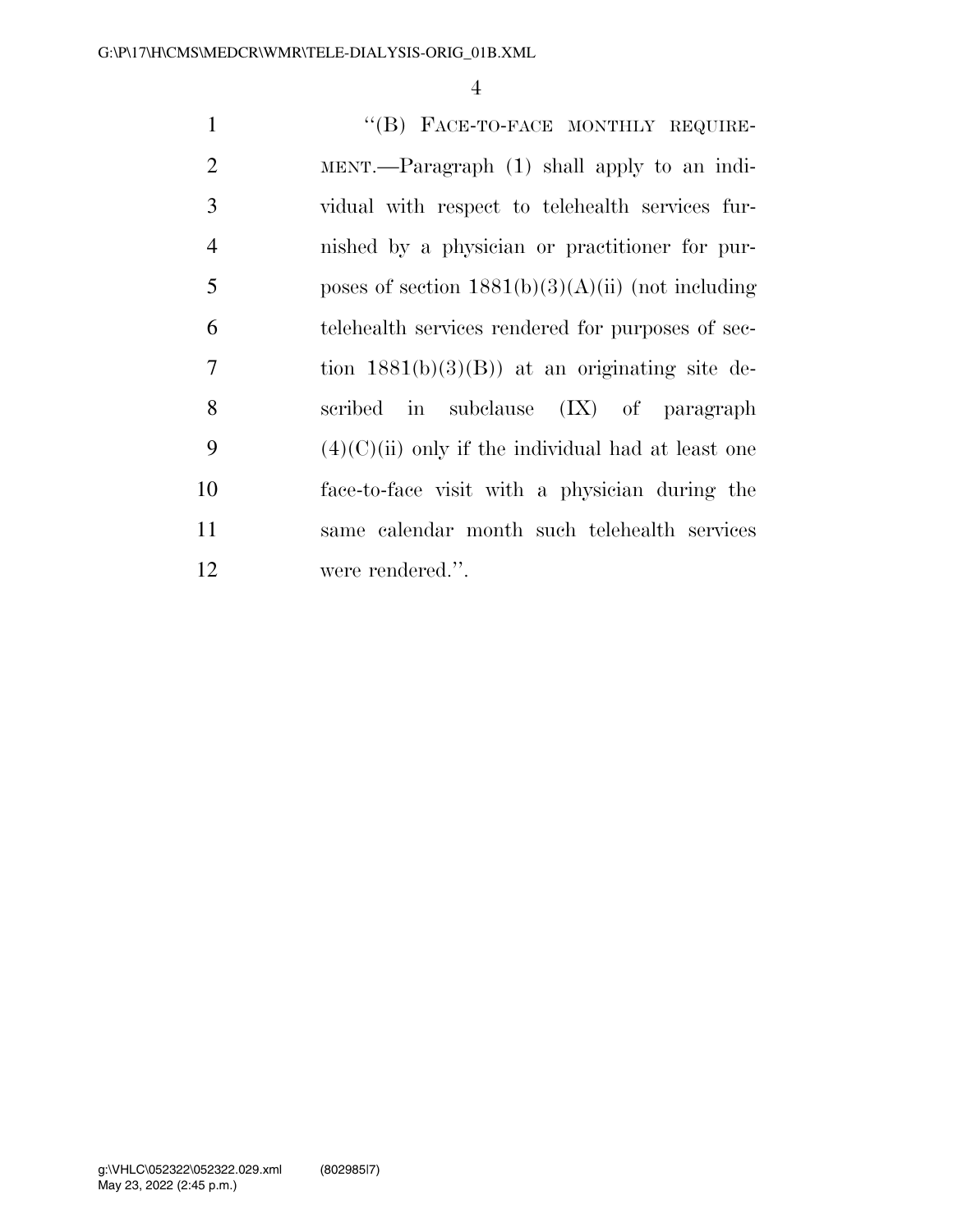"(B) FACE-TO-FACE MONTHLY REQUIREMENT.—Paragraph (1) shall apply to an individual with respect to telehealth services furnished by a physician or practitioner for purposes of section 1881(b)(3)(A)(ii) (not including telehealth services rendered for purposes of section 1881(b)(3)(B)) at an originating site described in subclause (IX) of paragraph (4)(C)(ii) only if the individual had at least one face-to-face visit with a physician during the same calendar month such telehealth services were rendered.".